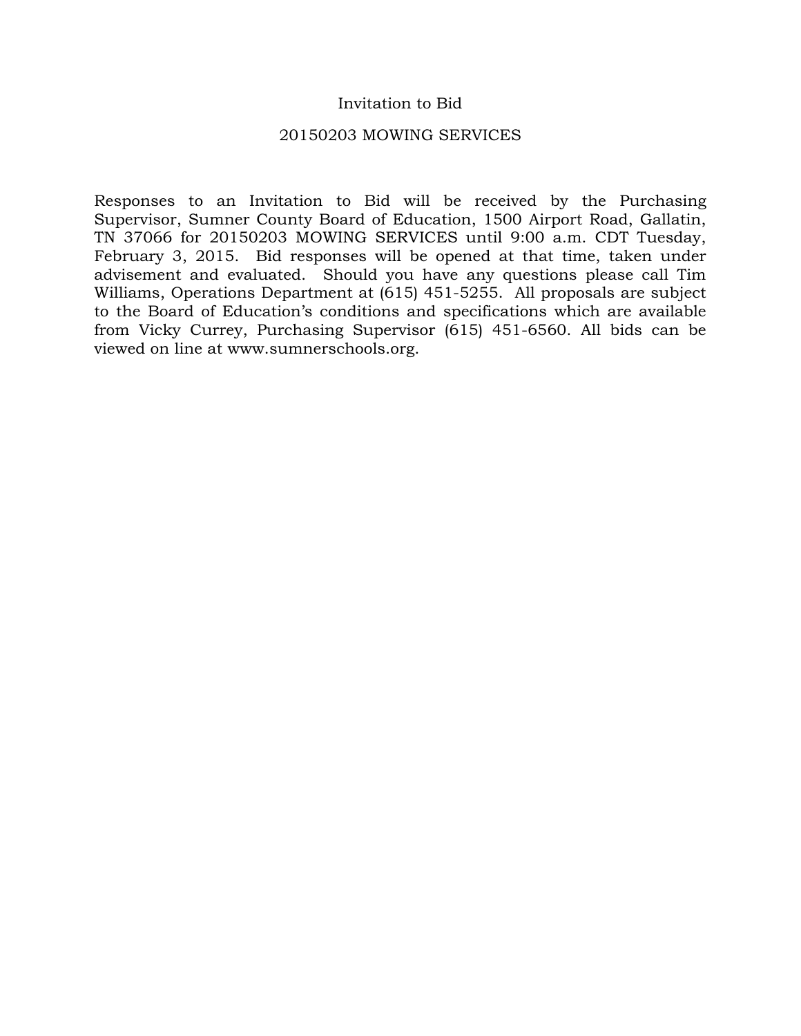# Invitation to Bid

## 20150203 MOWING SERVICES

Responses to an Invitation to Bid will be received by the Purchasing Supervisor, Sumner County Board of Education, 1500 Airport Road, Gallatin, TN 37066 for 20150203 MOWING SERVICES until 9:00 a.m. CDT Tuesday, February 3, 2015. Bid responses will be opened at that time, taken under advisement and evaluated. Should you have any questions please call Tim Williams, Operations Department at (615) 451-5255. All proposals are subject to the Board of Education's conditions and specifications which are available from Vicky Currey, Purchasing Supervisor (615) 451-6560. All bids can be viewed on line at www.sumnerschools.org.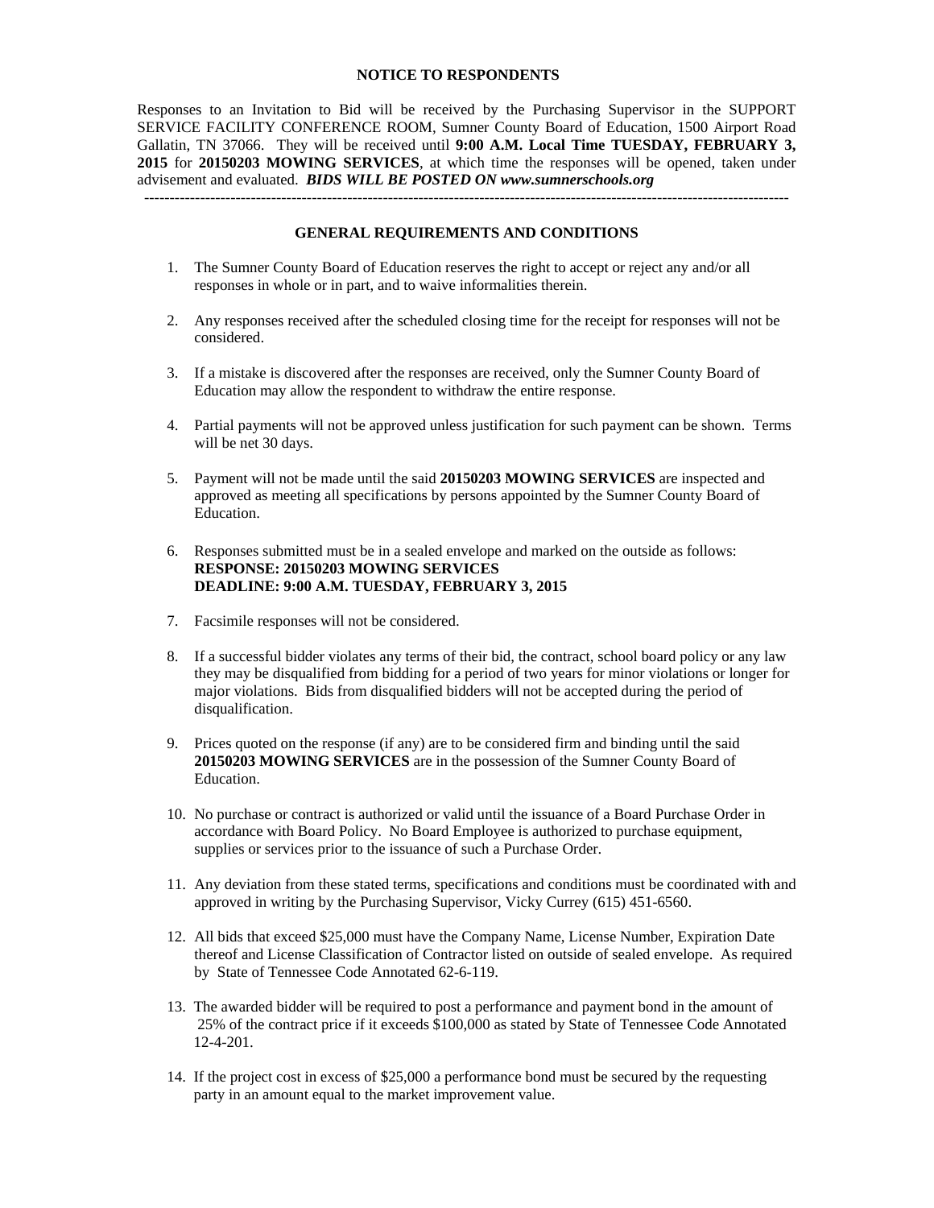## NOTICE TO RESPONDENTS

Responses to an Invitation to Bid will be received by the Purchasing Supervisor in the SUPPORT SERVICE FACILITY CONFERENCE ROOM, Sumner County Board of Education, 1500 Airport Road Gallatin, TN 37066. They will be received until **9:00 A.M. Local Time TUESDAY, FEBRUARY 3, 2015** for **20150203 MOWING SERVICES**, at which time the responses will be opened, taken under advisement and evaluated. ***BIDS WILL BE POSTED ON www.sumnerschools.org***

---

## GENERAL REQUIREMENTS AND CONDITIONS

1. The Sumner County Board of Education reserves the right to accept or reject any and/or all responses in whole or in part, and to waive informalities therein.

2. Any responses received after the scheduled closing time for the receipt for responses will not be considered.

3. If a mistake is discovered after the responses are received, only the Sumner County Board of Education may allow the respondent to withdraw the entire response.

4. Partial payments will not be approved unless justification for such payment can be shown. Terms will be net 30 days.

5. Payment will not be made until the said **20150203 MOWING SERVICES** are inspected and approved as meeting all specifications by persons appointed by the Sumner County Board of Education.

6. Responses submitted must be in a sealed envelope and marked on the outside as follows:
   **RESPONSE: 20150203 MOWING SERVICES**
   **DEADLINE: 9:00 A.M. TUESDAY, FEBRUARY 3, 2015**

7. Facsimile responses will not be considered.

8. If a successful bidder violates any terms of their bid, the contract, school board policy or any law they may be disqualified from bidding for a period of two years for minor violations or longer for major violations. Bids from disqualified bidders will not be accepted during the period of disqualification.

9. Prices quoted on the response (if any) are to be considered firm and binding until the said **20150203 MOWING SERVICES** are in the possession of the Sumner County Board of Education.

10. No purchase or contract is authorized or valid until the issuance of a Board Purchase Order in accordance with Board Policy. No Board Employee is authorized to purchase equipment, supplies or services prior to the issuance of such a Purchase Order.

11. Any deviation from these stated terms, specifications and conditions must be coordinated with and approved in writing by the Purchasing Supervisor, Vicky Currey (615) 451-6560.

12. All bids that exceed $25,000 must have the Company Name, License Number, Expiration Date thereof and License Classification of Contractor listed on outside of sealed envelope. As required by State of Tennessee Code Annotated 62-6-119.

13. The awarded bidder will be required to post a performance and payment bond in the amount of 25% of the contract price if it exceeds $100,000 as stated by State of Tennessee Code Annotated 12-4-201.

14. If the project cost in excess of $25,000 a performance bond must be secured by the requesting party in an amount equal to the market improvement value.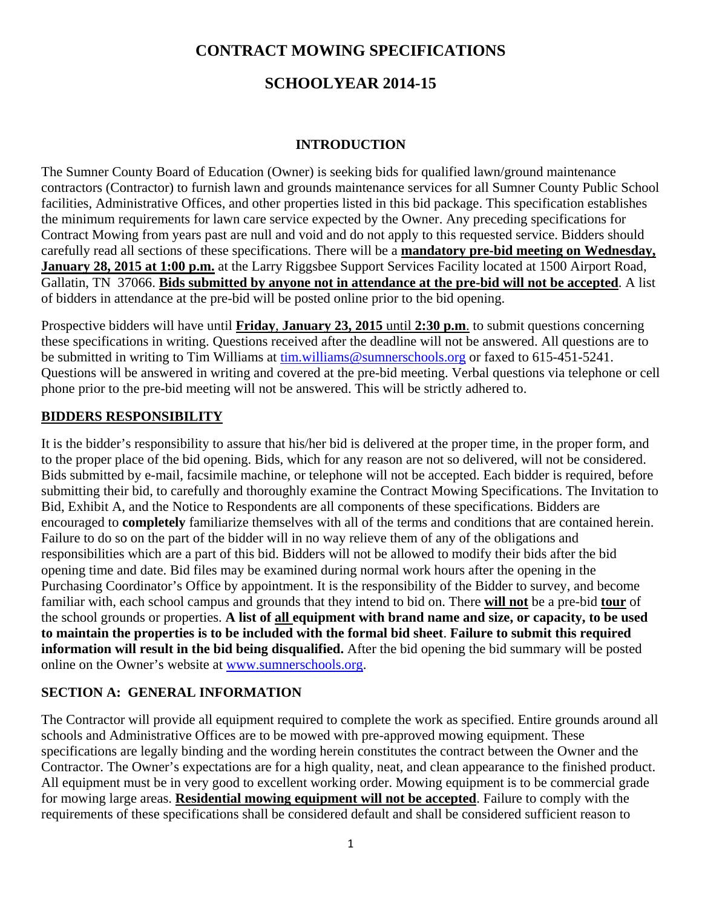# CONTRACT MOWING SPECIFICATIONS

## SCHOOLYEAR 2014-15

### INTRODUCTION

The Sumner County Board of Education (Owner) is seeking bids for qualified lawn/ground maintenance contractors (Contractor) to furnish lawn and grounds maintenance services for all Sumner County Public School facilities, Administrative Offices, and other properties listed in this bid package. This specification establishes the minimum requirements for lawn care service expected by the Owner. Any preceding specifications for Contract Mowing from years past are null and void and do not apply to this requested service. Bidders should carefully read all sections of these specifications. There will be a **mandatory pre-bid meeting on Wednesday, January 28, 2015 at 1:00 p.m.** at the Larry Riggsbee Support Services Facility located at 1500 Airport Road, Gallatin, TN 37066. **Bids submitted by anyone not in attendance at the pre-bid will not be accepted**. A list of bidders in attendance at the pre-bid will be posted online prior to the bid opening.

Prospective bidders will have until **Friday**, **January 23, 2015** until **2:30 p.m**. to submit questions concerning these specifications in writing. Questions received after the deadline will not be answered. All questions are to be submitted in writing to Tim Williams at tim.williams@sumnerschools.org or faxed to 615-451-5241. Questions will be answered in writing and covered at the pre-bid meeting. Verbal questions via telephone or cell phone prior to the pre-bid meeting will not be answered. This will be strictly adhered to.

## BIDDERS RESPONSIBILITY

It is the bidder's responsibility to assure that his/her bid is delivered at the proper time, in the proper form, and to the proper place of the bid opening. Bids, which for any reason are not so delivered, will not be considered. Bids submitted by e-mail, facsimile machine, or telephone will not be accepted. Each bidder is required, before submitting their bid, to carefully and thoroughly examine the Contract Mowing Specifications. The Invitation to Bid, Exhibit A, and the Notice to Respondents are all components of these specifications. Bidders are encouraged to **completely** familiarize themselves with all of the terms and conditions that are contained herein. Failure to do so on the part of the bidder will in no way relieve them of any of the obligations and responsibilities which are a part of this bid. Bidders will not be allowed to modify their bids after the bid opening time and date. Bid files may be examined during normal work hours after the opening in the Purchasing Coordinator's Office by appointment. It is the responsibility of the Bidder to survey, and become familiar with, each school campus and grounds that they intend to bid on. There **will not** be a pre-bid **tour** of the school grounds or properties. **A list of all equipment with brand name and size, or capacity, to be used to maintain the properties is to be included with the formal bid sheet**. **Failure to submit this required information will result in the bid being disqualified.** After the bid opening the bid summary will be posted online on the Owner's website at www.sumnerschools.org.

## SECTION A: GENERAL INFORMATION

The Contractor will provide all equipment required to complete the work as specified. Entire grounds around all schools and Administrative Offices are to be mowed with pre-approved mowing equipment. These specifications are legally binding and the wording herein constitutes the contract between the Owner and the Contractor. The Owner's expectations are for a high quality, neat, and clean appearance to the finished product. All equipment must be in very good to excellent working order. Mowing equipment is to be commercial grade for mowing large areas. **Residential mowing equipment will not be accepted**. Failure to comply with the requirements of these specifications shall be considered default and shall be considered sufficient reason to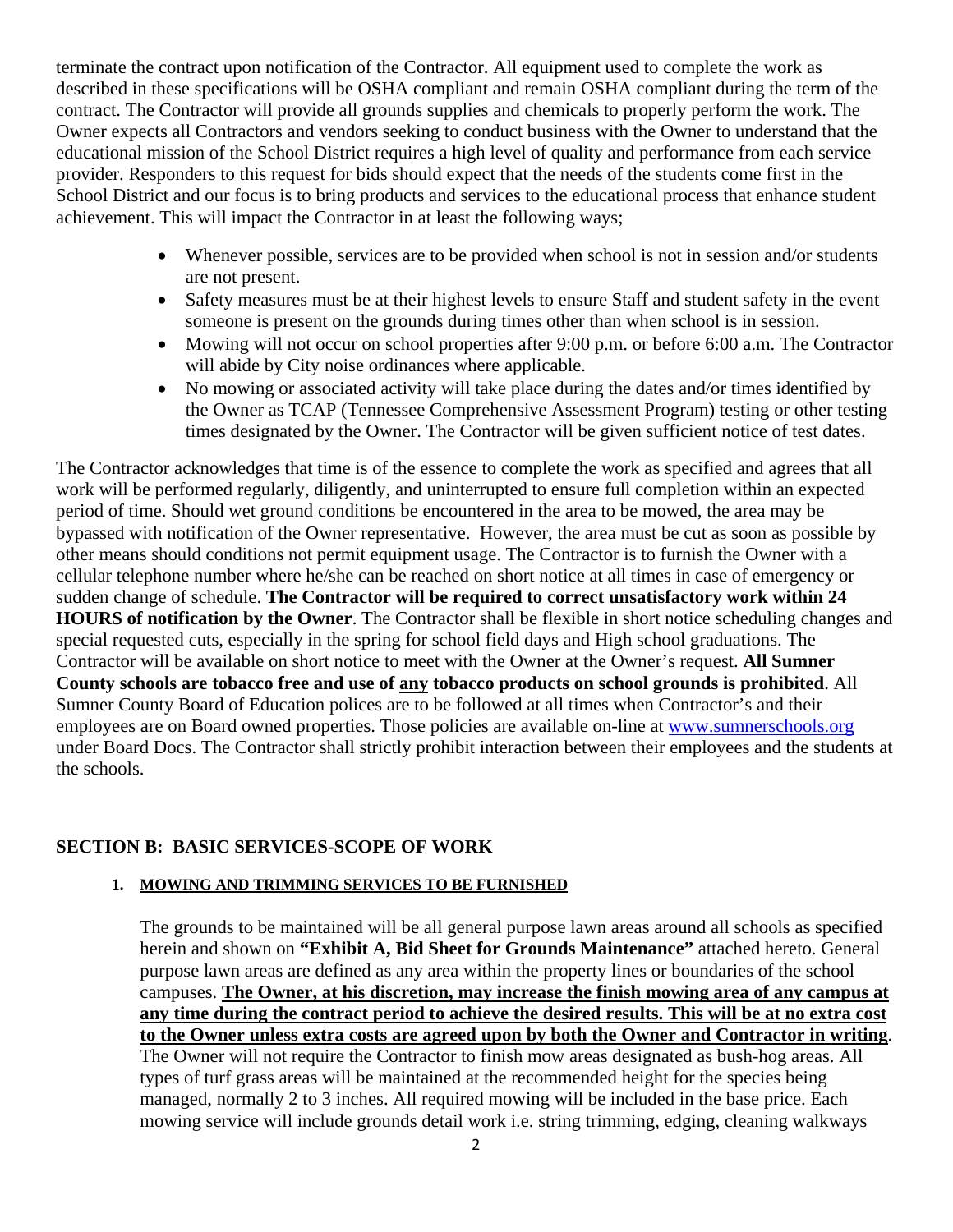terminate the contract upon notification of the Contractor. All equipment used to complete the work as described in these specifications will be OSHA compliant and remain OSHA compliant during the term of the contract. The Contractor will provide all grounds supplies and chemicals to properly perform the work. The Owner expects all Contractors and vendors seeking to conduct business with the Owner to understand that the educational mission of the School District requires a high level of quality and performance from each service provider. Responders to this request for bids should expect that the needs of the students come first in the School District and our focus is to bring products and services to the educational process that enhance student achievement. This will impact the Contractor in at least the following ways;

- Whenever possible, services are to be provided when school is not in session and/or students are not present.
- Safety measures must be at their highest levels to ensure Staff and student safety in the event someone is present on the grounds during times other than when school is in session.
- Mowing will not occur on school properties after 9:00 p.m. or before 6:00 a.m. The Contractor will abide by City noise ordinances where applicable.
- No mowing or associated activity will take place during the dates and/or times identified by the Owner as TCAP (Tennessee Comprehensive Assessment Program) testing or other testing times designated by the Owner. The Contractor will be given sufficient notice of test dates.

The Contractor acknowledges that time is of the essence to complete the work as specified and agrees that all work will be performed regularly, diligently, and uninterrupted to ensure full completion within an expected period of time. Should wet ground conditions be encountered in the area to be mowed, the area may be bypassed with notification of the Owner representative. However, the area must be cut as soon as possible by other means should conditions not permit equipment usage. The Contractor is to furnish the Owner with a cellular telephone number where he/she can be reached on short notice at all times in case of emergency or sudden change of schedule. **The Contractor will be required to correct unsatisfactory work within 24 HOURS of notification by the Owner**. The Contractor shall be flexible in short notice scheduling changes and special requested cuts, especially in the spring for school field days and High school graduations. The Contractor will be available on short notice to meet with the Owner at the Owner's request. **All Sumner County schools are tobacco free and use of <u>any</u> tobacco products on school grounds is prohibited**. All Sumner County Board of Education polices are to be followed at all times when Contractor's and their employees are on Board owned properties. Those policies are available on-line at www.sumnerschools.org under Board Docs. The Contractor shall strictly prohibit interaction between their employees and the students at the schools.

## SECTION B: BASIC SERVICES-SCOPE OF WORK

### 1. <u>MOWING AND TRIMMING SERVICES TO BE FURNISHED</u>

The grounds to be maintained will be all general purpose lawn areas around all schools as specified herein and shown on **"Exhibit A, Bid Sheet for Grounds Maintenance"** attached hereto. General purpose lawn areas are defined as any area within the property lines or boundaries of the school campuses. **<u>The Owner, at his discretion, may increase the finish mowing area of any campus at any time during the contract period to achieve the desired results. This will be at no extra cost to the Owner unless extra costs are agreed upon by both the Owner and Contractor in writing</u>**. The Owner will not require the Contractor to finish mow areas designated as bush-hog areas. All types of turf grass areas will be maintained at the recommended height for the species being managed, normally 2 to 3 inches. All required mowing will be included in the base price. Each mowing service will include grounds detail work i.e. string trimming, edging, cleaning walkways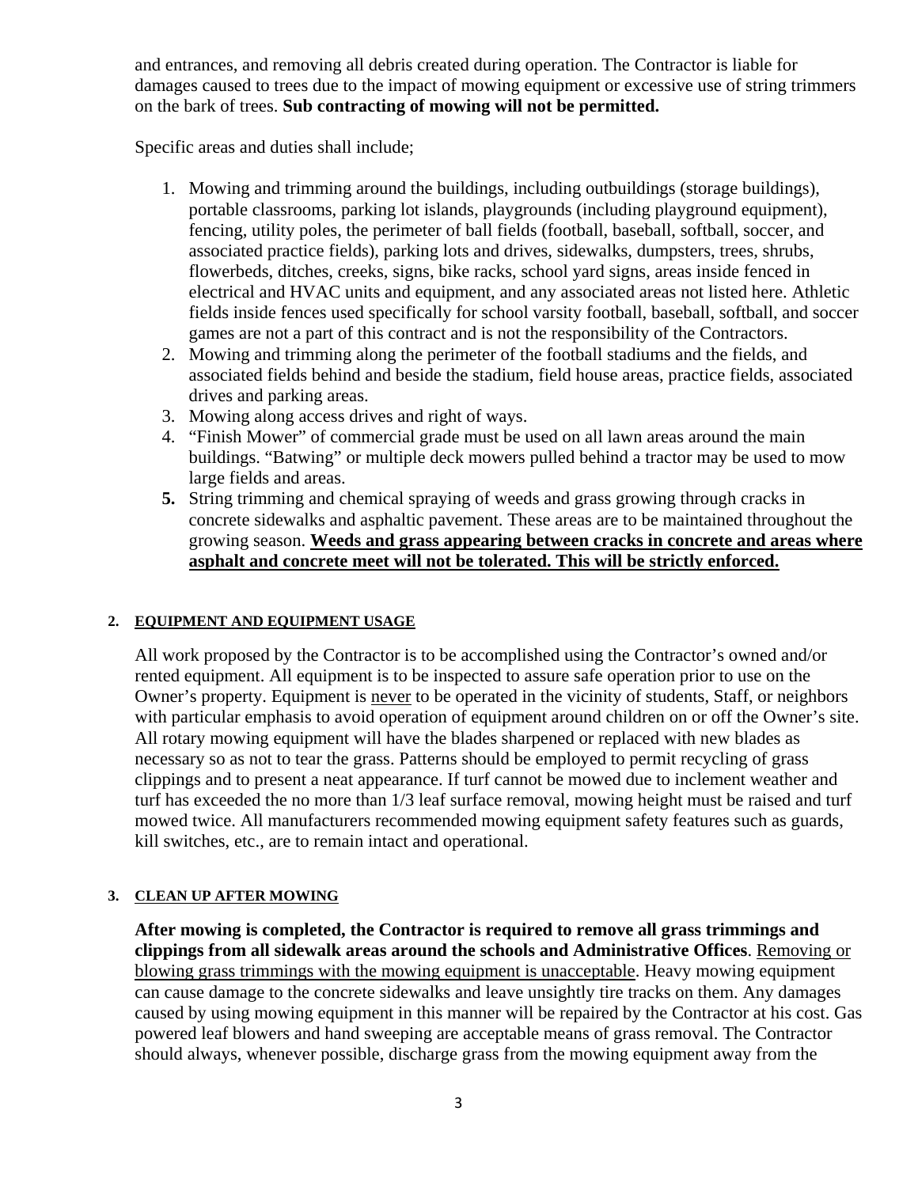and entrances, and removing all debris created during operation. The Contractor is liable for damages caused to trees due to the impact of mowing equipment or excessive use of string trimmers on the bark of trees. **Sub contracting of mowing will not be permitted.**

Specific areas and duties shall include;

1. Mowing and trimming around the buildings, including outbuildings (storage buildings), portable classrooms, parking lot islands, playgrounds (including playground equipment), fencing, utility poles, the perimeter of ball fields (football, baseball, softball, soccer, and associated practice fields), parking lots and drives, sidewalks, dumpsters, trees, shrubs, flowerbeds, ditches, creeks, signs, bike racks, school yard signs, areas inside fenced in electrical and HVAC units and equipment, and any associated areas not listed here. Athletic fields inside fences used specifically for school varsity football, baseball, softball, and soccer games are not a part of this contract and is not the responsibility of the Contractors.
2. Mowing and trimming along the perimeter of the football stadiums and the fields, and associated fields behind and beside the stadium, field house areas, practice fields, associated drives and parking areas.
3. Mowing along access drives and right of ways.
4. "Finish Mower" of commercial grade must be used on all lawn areas around the main buildings. "Batwing" or multiple deck mowers pulled behind a tractor may be used to mow large fields and areas.
5. String trimming and chemical spraying of weeds and grass growing through cracks in concrete sidewalks and asphaltic pavement. These areas are to be maintained throughout the growing season. <u>**Weeds and grass appearing between cracks in concrete and areas where asphalt and concrete meet will not be tolerated. This will be strictly enforced.**</u>

#### 2. EQUIPMENT AND EQUIPMENT USAGE

All work proposed by the Contractor is to be accomplished using the Contractor's owned and/or rented equipment. All equipment is to be inspected to assure safe operation prior to use on the Owner's property. Equipment is <u>never</u> to be operated in the vicinity of students, Staff, or neighbors with particular emphasis to avoid operation of equipment around children on or off the Owner's site. All rotary mowing equipment will have the blades sharpened or replaced with new blades as necessary so as not to tear the grass. Patterns should be employed to permit recycling of grass clippings and to present a neat appearance. If turf cannot be mowed due to inclement weather and turf has exceeded the no more than 1/3 leaf surface removal, mowing height must be raised and turf mowed twice. All manufacturers recommended mowing equipment safety features such as guards, kill switches, etc., are to remain intact and operational.

#### 3. CLEAN UP AFTER MOWING

**After mowing is completed, the Contractor is required to remove all grass trimmings and clippings from all sidewalk areas around the schools and Administrative Offices**. <u>Removing or blowing grass trimmings with the mowing equipment is unacceptable</u>. Heavy mowing equipment can cause damage to the concrete sidewalks and leave unsightly tire tracks on them. Any damages caused by using mowing equipment in this manner will be repaired by the Contractor at his cost. Gas powered leaf blowers and hand sweeping are acceptable means of grass removal. The Contractor should always, whenever possible, discharge grass from the mowing equipment away from the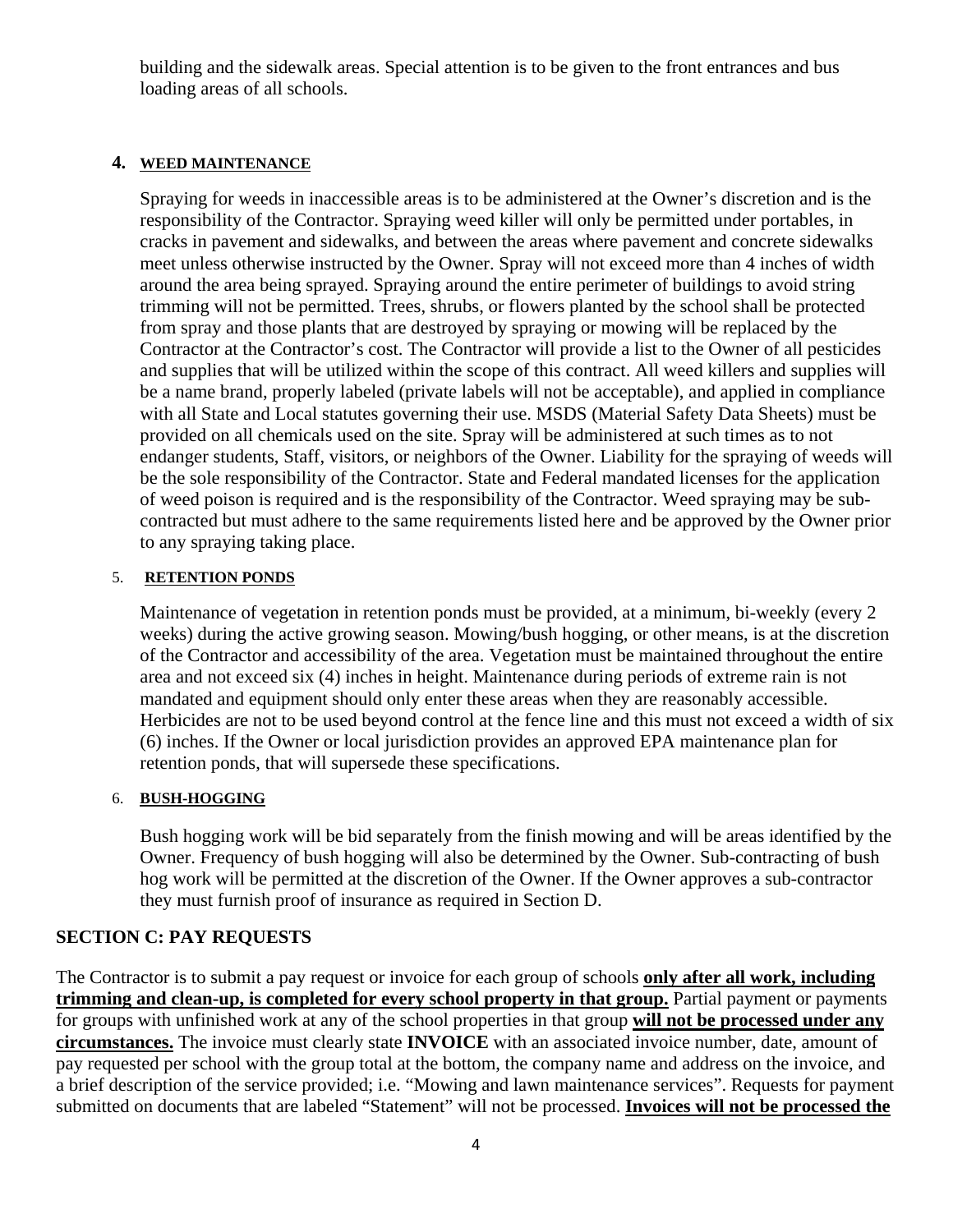building and the sidewalk areas. Special attention is to be given to the front entrances and bus loading areas of all schools.

### 4. WEED MAINTENANCE

Spraying for weeds in inaccessible areas is to be administered at the Owner's discretion and is the responsibility of the Contractor. Spraying weed killer will only be permitted under portables, in cracks in pavement and sidewalks, and between the areas where pavement and concrete sidewalks meet unless otherwise instructed by the Owner. Spray will not exceed more than 4 inches of width around the area being sprayed. Spraying around the entire perimeter of buildings to avoid string trimming will not be permitted. Trees, shrubs, or flowers planted by the school shall be protected from spray and those plants that are destroyed by spraying or mowing will be replaced by the Contractor at the Contractor's cost. The Contractor will provide a list to the Owner of all pesticides and supplies that will be utilized within the scope of this contract. All weed killers and supplies will be a name brand, properly labeled (private labels will not be acceptable), and applied in compliance with all State and Local statutes governing their use. MSDS (Material Safety Data Sheets) must be provided on all chemicals used on the site. Spray will be administered at such times as to not endanger students, Staff, visitors, or neighbors of the Owner. Liability for the spraying of weeds will be the sole responsibility of the Contractor. State and Federal mandated licenses for the application of weed poison is required and is the responsibility of the Contractor. Weed spraying may be sub-contracted but must adhere to the same requirements listed here and be approved by the Owner prior to any spraying taking place.

### 5. RETENTION PONDS

Maintenance of vegetation in retention ponds must be provided, at a minimum, bi-weekly (every 2 weeks) during the active growing season. Mowing/bush hogging, or other means, is at the discretion of the Contractor and accessibility of the area. Vegetation must be maintained throughout the entire area and not exceed six (4) inches in height. Maintenance during periods of extreme rain is not mandated and equipment should only enter these areas when they are reasonably accessible. Herbicides are not to be used beyond control at the fence line and this must not exceed a width of six (6) inches. If the Owner or local jurisdiction provides an approved EPA maintenance plan for retention ponds, that will supersede these specifications.

### 6. BUSH-HOGGING

Bush hogging work will be bid separately from the finish mowing and will be areas identified by the Owner. Frequency of bush hogging will also be determined by the Owner. Sub-contracting of bush hog work will be permitted at the discretion of the Owner. If the Owner approves a sub-contractor they must furnish proof of insurance as required in Section D.

## SECTION C: PAY REQUESTS

The Contractor is to submit a pay request or invoice for each group of schools **only after all work, including trimming and clean-up, is completed for every school property in that group.** Partial payment or payments for groups with unfinished work at any of the school properties in that group **will not be processed under any circumstances.** The invoice must clearly state **INVOICE** with an associated invoice number, date, amount of pay requested per school with the group total at the bottom, the company name and address on the invoice, and a brief description of the service provided; i.e. "Mowing and lawn maintenance services". Requests for payment submitted on documents that are labeled "Statement" will not be processed. **Invoices will not be processed the**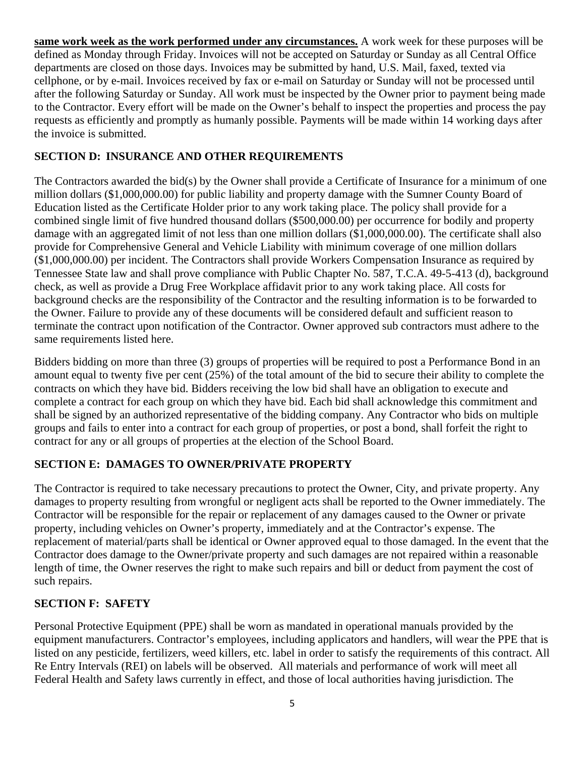**same work week as the work performed under any circumstances.** A work week for these purposes will be defined as Monday through Friday. Invoices will not be accepted on Saturday or Sunday as all Central Office departments are closed on those days. Invoices may be submitted by hand, U.S. Mail, faxed, texted via cellphone, or by e-mail. Invoices received by fax or e-mail on Saturday or Sunday will not be processed until after the following Saturday or Sunday. All work must be inspected by the Owner prior to payment being made to the Contractor. Every effort will be made on the Owner's behalf to inspect the properties and process the pay requests as efficiently and promptly as humanly possible. Payments will be made within 14 working days after the invoice is submitted.

## SECTION D: INSURANCE AND OTHER REQUIREMENTS

The Contractors awarded the bid(s) by the Owner shall provide a Certificate of Insurance for a minimum of one million dollars ($1,000,000.00) for public liability and property damage with the Sumner County Board of Education listed as the Certificate Holder prior to any work taking place. The policy shall provide for a combined single limit of five hundred thousand dollars ($500,000.00) per occurrence for bodily and property damage with an aggregated limit of not less than one million dollars ($1,000,000.00). The certificate shall also provide for Comprehensive General and Vehicle Liability with minimum coverage of one million dollars ($1,000,000.00) per incident. The Contractors shall provide Workers Compensation Insurance as required by Tennessee State law and shall prove compliance with Public Chapter No. 587, T.C.A. 49-5-413 (d), background check, as well as provide a Drug Free Workplace affidavit prior to any work taking place. All costs for background checks are the responsibility of the Contractor and the resulting information is to be forwarded to the Owner. Failure to provide any of these documents will be considered default and sufficient reason to terminate the contract upon notification of the Contractor. Owner approved sub contractors must adhere to the same requirements listed here.

Bidders bidding on more than three (3) groups of properties will be required to post a Performance Bond in an amount equal to twenty five per cent (25%) of the total amount of the bid to secure their ability to complete the contracts on which they have bid. Bidders receiving the low bid shall have an obligation to execute and complete a contract for each group on which they have bid. Each bid shall acknowledge this commitment and shall be signed by an authorized representative of the bidding company. Any Contractor who bids on multiple groups and fails to enter into a contract for each group of properties, or post a bond, shall forfeit the right to contract for any or all groups of properties at the election of the School Board.

## SECTION E: DAMAGES TO OWNER/PRIVATE PROPERTY

The Contractor is required to take necessary precautions to protect the Owner, City, and private property. Any damages to property resulting from wrongful or negligent acts shall be reported to the Owner immediately. The Contractor will be responsible for the repair or replacement of any damages caused to the Owner or private property, including vehicles on Owner's property, immediately and at the Contractor's expense. The replacement of material/parts shall be identical or Owner approved equal to those damaged. In the event that the Contractor does damage to the Owner/private property and such damages are not repaired within a reasonable length of time, the Owner reserves the right to make such repairs and bill or deduct from payment the cost of such repairs.

## SECTION F: SAFETY

Personal Protective Equipment (PPE) shall be worn as mandated in operational manuals provided by the equipment manufacturers. Contractor's employees, including applicators and handlers, will wear the PPE that is listed on any pesticide, fertilizers, weed killers, etc. label in order to satisfy the requirements of this contract. All Re Entry Intervals (REI) on labels will be observed. All materials and performance of work will meet all Federal Health and Safety laws currently in effect, and those of local authorities having jurisdiction. The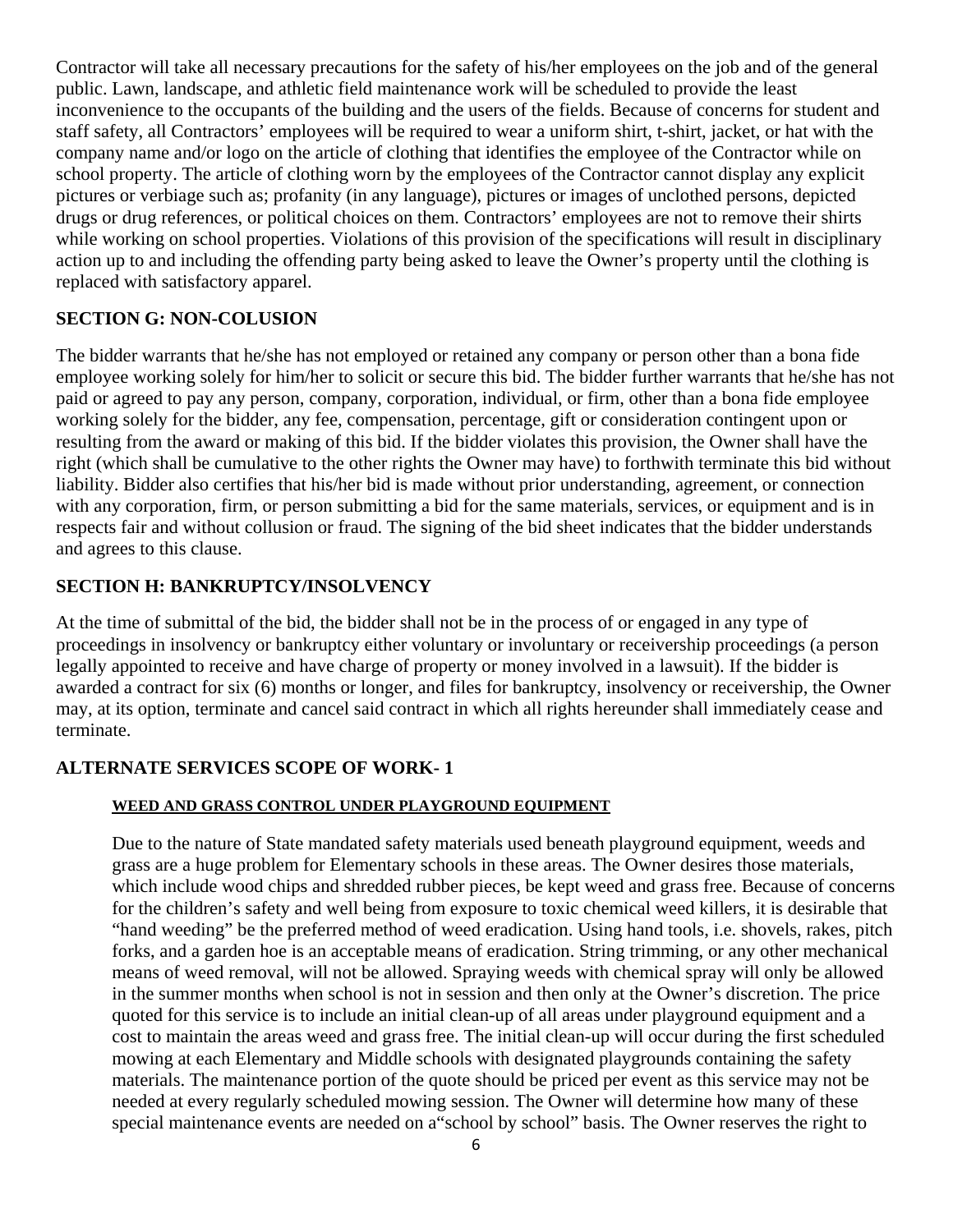Contractor will take all necessary precautions for the safety of his/her employees on the job and of the general public. Lawn, landscape, and athletic field maintenance work will be scheduled to provide the least inconvenience to the occupants of the building and the users of the fields. Because of concerns for student and staff safety, all Contractors' employees will be required to wear a uniform shirt, t-shirt, jacket, or hat with the company name and/or logo on the article of clothing that identifies the employee of the Contractor while on school property. The article of clothing worn by the employees of the Contractor cannot display any explicit pictures or verbiage such as; profanity (in any language), pictures or images of unclothed persons, depicted drugs or drug references, or political choices on them. Contractors' employees are not to remove their shirts while working on school properties. Violations of this provision of the specifications will result in disciplinary action up to and including the offending party being asked to leave the Owner's property until the clothing is replaced with satisfactory apparel.

## SECTION G: NON-COLUSION

The bidder warrants that he/she has not employed or retained any company or person other than a bona fide employee working solely for him/her to solicit or secure this bid. The bidder further warrants that he/she has not paid or agreed to pay any person, company, corporation, individual, or firm, other than a bona fide employee working solely for the bidder, any fee, compensation, percentage, gift or consideration contingent upon or resulting from the award or making of this bid. If the bidder violates this provision, the Owner shall have the right (which shall be cumulative to the other rights the Owner may have) to forthwith terminate this bid without liability. Bidder also certifies that his/her bid is made without prior understanding, agreement, or connection with any corporation, firm, or person submitting a bid for the same materials, services, or equipment and is in respects fair and without collusion or fraud. The signing of the bid sheet indicates that the bidder understands and agrees to this clause.

## SECTION H: BANKRUPTCY/INSOLVENCY

At the time of submittal of the bid, the bidder shall not be in the process of or engaged in any type of proceedings in insolvency or bankruptcy either voluntary or involuntary or receivership proceedings (a person legally appointed to receive and have charge of property or money involved in a lawsuit). If the bidder is awarded a contract for six (6) months or longer, and files for bankruptcy, insolvency or receivership, the Owner may, at its option, terminate and cancel said contract in which all rights hereunder shall immediately cease and terminate.

## ALTERNATE SERVICES SCOPE OF WORK- 1

### WEED AND GRASS CONTROL UNDER PLAYGROUND EQUIPMENT

Due to the nature of State mandated safety materials used beneath playground equipment, weeds and grass are a huge problem for Elementary schools in these areas. The Owner desires those materials, which include wood chips and shredded rubber pieces, be kept weed and grass free. Because of concerns for the children's safety and well being from exposure to toxic chemical weed killers, it is desirable that "hand weeding" be the preferred method of weed eradication. Using hand tools, i.e. shovels, rakes, pitch forks, and a garden hoe is an acceptable means of eradication. String trimming, or any other mechanical means of weed removal, will not be allowed. Spraying weeds with chemical spray will only be allowed in the summer months when school is not in session and then only at the Owner's discretion. The price quoted for this service is to include an initial clean-up of all areas under playground equipment and a cost to maintain the areas weed and grass free. The initial clean-up will occur during the first scheduled mowing at each Elementary and Middle schools with designated playgrounds containing the safety materials. The maintenance portion of the quote should be priced per event as this service may not be needed at every regularly scheduled mowing session. The Owner will determine how many of these special maintenance events are needed on a"school by school" basis. The Owner reserves the right to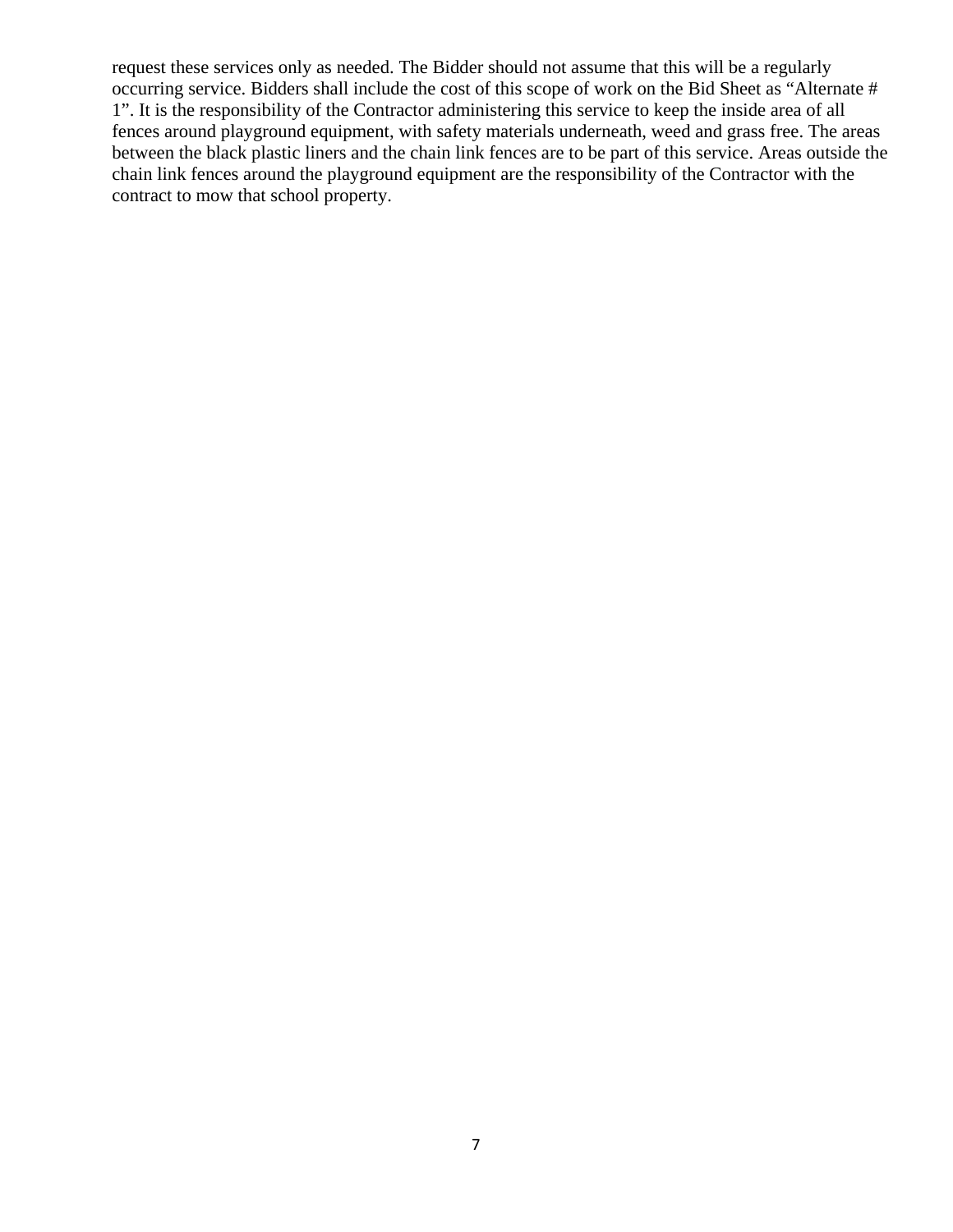request these services only as needed. The Bidder should not assume that this will be a regularly occurring service. Bidders shall include the cost of this scope of work on the Bid Sheet as "Alternate # 1". It is the responsibility of the Contractor administering this service to keep the inside area of all fences around playground equipment, with safety materials underneath, weed and grass free. The areas between the black plastic liners and the chain link fences are to be part of this service. Areas outside the chain link fences around the playground equipment are the responsibility of the Contractor with the contract to mow that school property.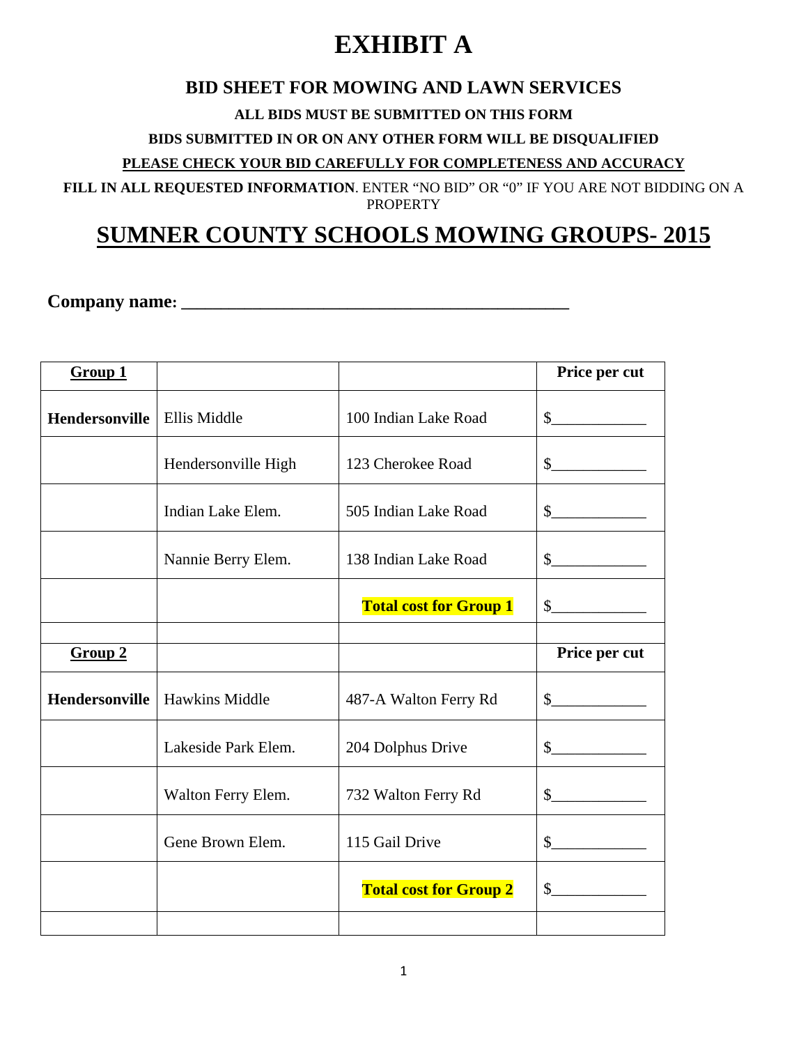# EXHIBIT A

### BID SHEET FOR MOWING AND LAWN SERVICES

**ALL BIDS MUST BE SUBMITTED ON THIS FORM**

**BIDS SUBMITTED IN OR ON ANY OTHER FORM WILL BE DISQUALIFIED**

**PLEASE CHECK YOUR BID CAREFULLY FOR COMPLETENESS AND ACCURACY**

**FILL IN ALL REQUESTED INFORMATION**. ENTER "NO BID" OR "0" IF YOU ARE NOT BIDDING ON A PROPERTY

## SUMNER COUNTY SCHOOLS MOWING GROUPS- 2015

**Company name: ___________________________________________**

| **Group 1** | | | **Price per cut** |
|---|---|---|---|
| **Hendersonville** | Ellis Middle | 100 Indian Lake Road | $____________ |
| | Hendersonville High | 123 Cherokee Road | $____________ |
| | Indian Lake Elem. | 505 Indian Lake Road | $____________ |
| | Nannie Berry Elem. | 138 Indian Lake Road | $____________ |
| | | **Total cost for Group 1** | $____________ |
| | | | |
| **Group 2** | | | **Price per cut** |
| **Hendersonville** | Hawkins Middle | 487-A Walton Ferry Rd | $____________ |
| | Lakeside Park Elem. | 204 Dolphus Drive | $____________ |
| | Walton Ferry Elem. | 732 Walton Ferry Rd | $____________ |
| | Gene Brown Elem. | 115 Gail Drive | $____________ |
| | | **Total cost for Group 2** | $____________ |
| | | | |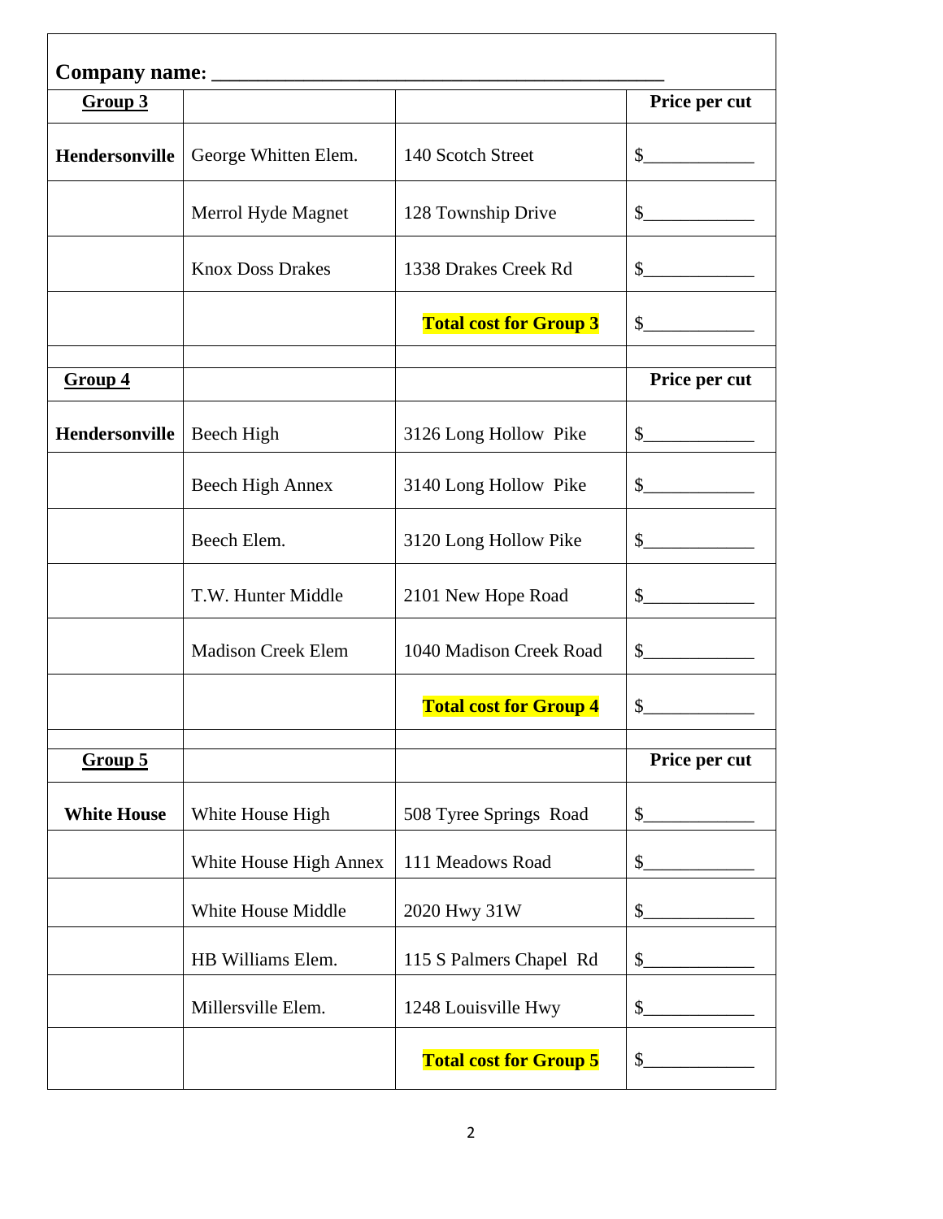**Company name: ___________________________________________**

| **Group 3** | | | **Price per cut** |
|---|---|---|---|
| **Hendersonville** | George Whitten Elem. | 140 Scotch Street | $____________ |
| | Merrol Hyde Magnet | 128 Township Drive | $____________ |
| | Knox Doss Drakes | 1338 Drakes Creek Rd | $____________ |
| | | **Total cost for Group 3** | $____________ |
| | | | |
| **Group 4** | | | **Price per cut** |
| **Hendersonville** | Beech High | 3126 Long Hollow Pike | $____________ |
| | Beech High Annex | 3140 Long Hollow Pike | $____________ |
| | Beech Elem. | 3120 Long Hollow Pike | $____________ |
| | T.W. Hunter Middle | 2101 New Hope Road | $____________ |
| | Madison Creek Elem | 1040 Madison Creek Road | $____________ |
| | | **Total cost for Group 4** | $____________ |
| | | | |
| **Group 5** | | | **Price per cut** |
| **White House** | White House High | 508 Tyree Springs Road | $____________ |
| | White House High Annex | 111 Meadows Road | $____________ |
| | White House Middle | 2020 Hwy 31W | $____________ |
| | HB Williams Elem. | 115 S Palmers Chapel Rd | $____________ |
| | Millersville Elem. | 1248 Louisville Hwy | $____________ |
| | | **Total cost for Group 5** | $____________ |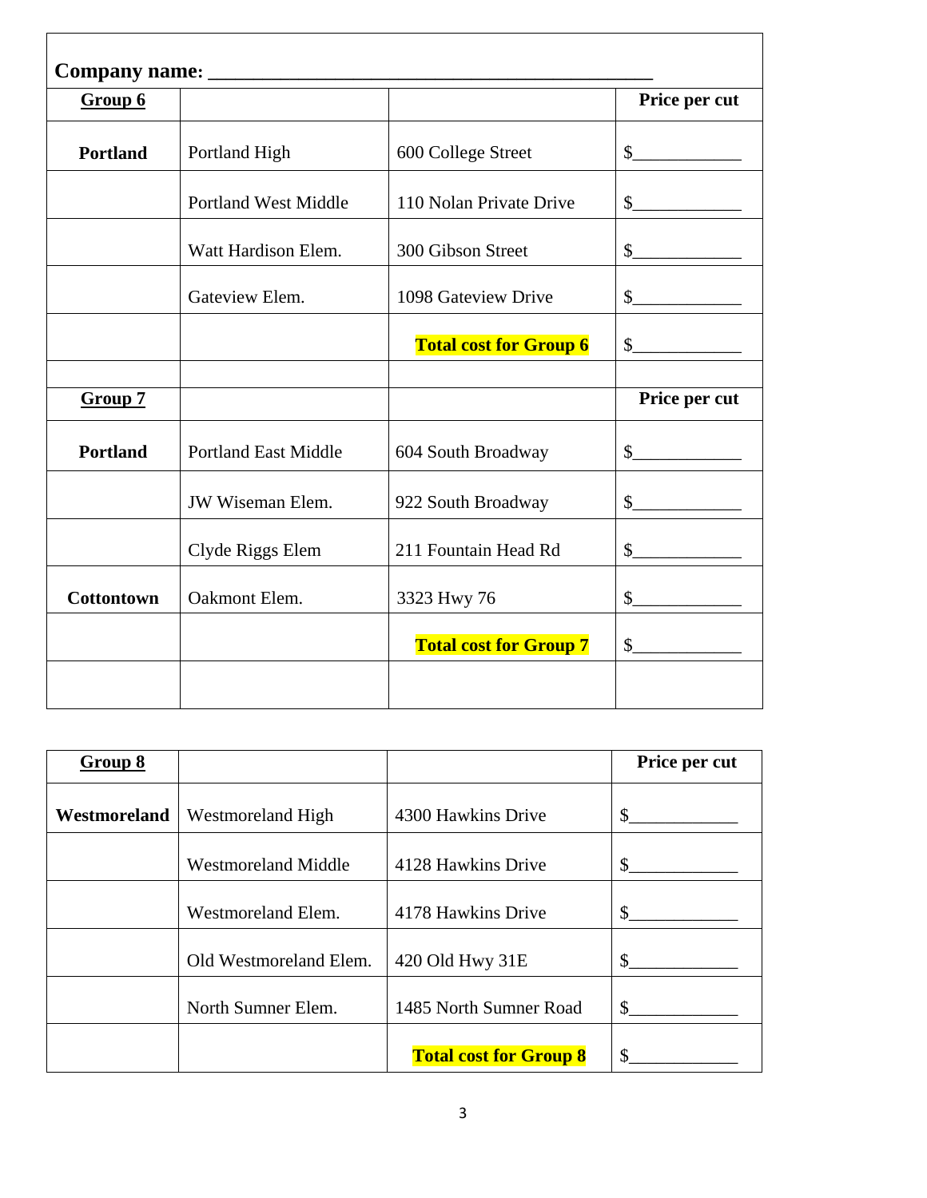**Company name:** ______________________________________________

| **Group 6** | | | **Price per cut** |
|---|---|---|---|
| **Portland** | Portland High | 600 College Street | $____________ |
| | Portland West Middle | 110 Nolan Private Drive | $____________ |
| | Watt Hardison Elem. | 300 Gibson Street | $____________ |
| | Gateview Elem. | 1098 Gateview Drive | $____________ |
| | | **Total cost for Group 6** | $____________ |
| | | | |
| **Group 7** | | | **Price per cut** |
| **Portland** | Portland East Middle | 604 South Broadway | $____________ |
| | JW Wiseman Elem. | 922 South Broadway | $____________ |
| | Clyde Riggs Elem | 211 Fountain Head Rd | $____________ |
| **Cottontown** | Oakmont Elem. | 3323 Hwy 76 | $____________ |
| | | **Total cost for Group 7** | $____________ |
| | | | |

| **Group 8** | | | **Price per cut** |
|---|---|---|---|
| **Westmoreland** | Westmoreland High | 4300 Hawkins Drive | $____________ |
| | Westmoreland Middle | 4128 Hawkins Drive | $____________ |
| | Westmoreland Elem. | 4178 Hawkins Drive | $____________ |
| | Old Westmoreland Elem. | 420 Old Hwy 31E | $____________ |
| | North Sumner Elem. | 1485 North Sumner Road | $____________ |
| | | **Total cost for Group 8** | $____________ |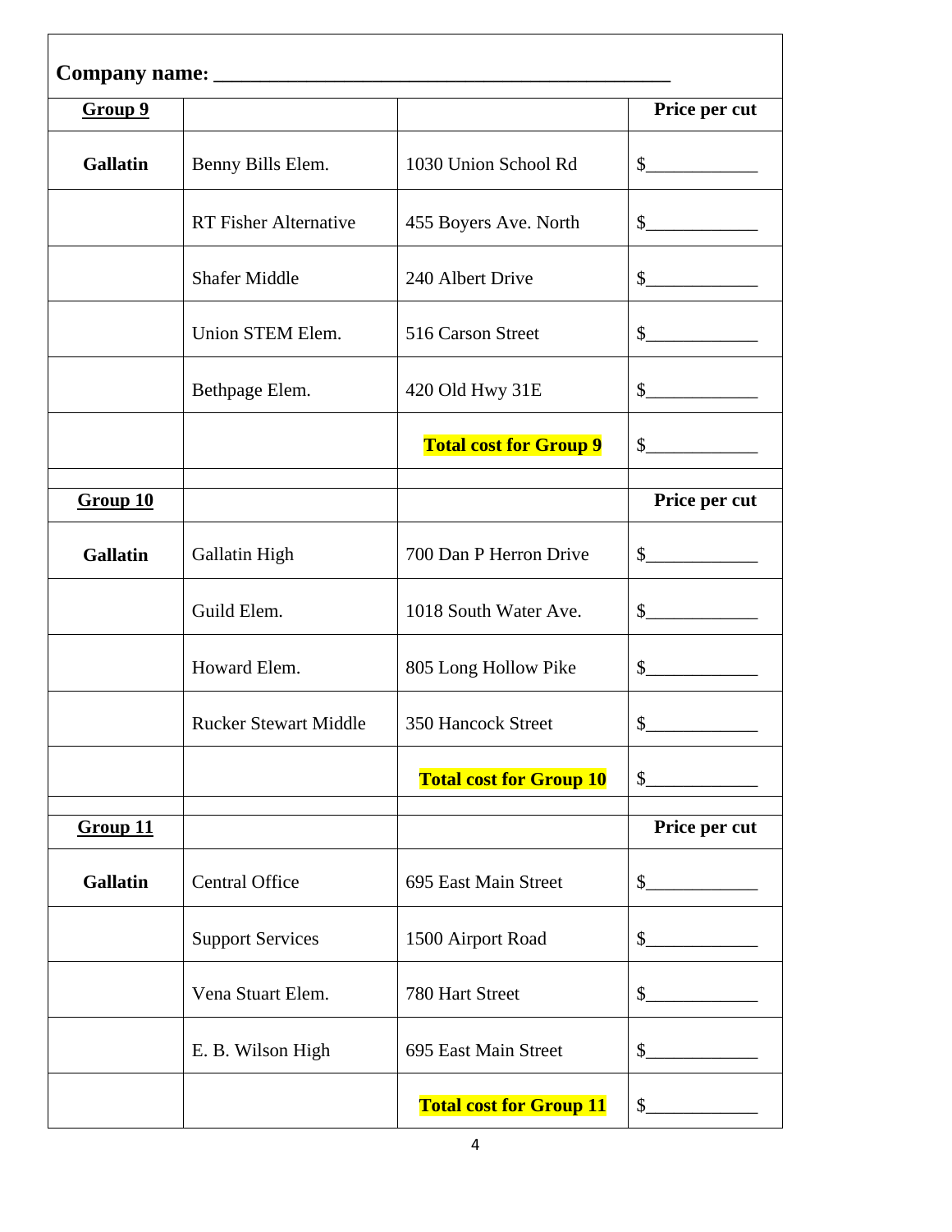**Company name: _____________________________________________**

| **Group 9** | | | **Price per cut** |
|---|---|---|---|
| **Gallatin** | Benny Bills Elem. | 1030 Union School Rd | $____________ |
| | RT Fisher Alternative | 455 Boyers Ave. North | $____________ |
| | Shafer Middle | 240 Albert Drive | $____________ |
| | Union STEM Elem. | 516 Carson Street | $____________ |
| | Bethpage Elem. | 420 Old Hwy 31E | $____________ |
| | | **Total cost for Group 9** | $____________ |
| | | | |
| **Group 10** | | | **Price per cut** |
| **Gallatin** | Gallatin High | 700 Dan P Herron Drive | $____________ |
| | Guild Elem. | 1018 South Water Ave. | $____________ |
| | Howard Elem. | 805 Long Hollow Pike | $____________ |
| | Rucker Stewart Middle | 350 Hancock Street | $____________ |
| | | **Total cost for Group 10** | $____________ |
| | | | |
| **Group 11** | | | **Price per cut** |
| **Gallatin** | Central Office | 695 East Main Street | $____________ |
| | Support Services | 1500 Airport Road | $____________ |
| | Vena Stuart Elem. | 780 Hart Street | $____________ |
| | E. B. Wilson High | 695 East Main Street | $____________ |
| | | **Total cost for Group 11** | $____________ |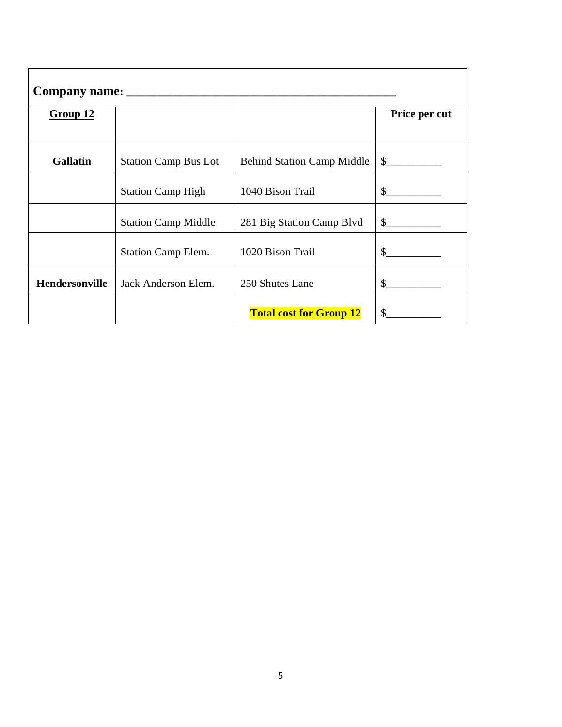**Company name: ___________________________________________**

| **Group 12** | | | **Price per cut** |
|---|---|---|---|
| **Gallatin** | Station Camp Bus Lot | Behind Station Camp Middle | $__________ |
| | Station Camp High | 1040 Bison Trail | $__________ |
| | Station Camp Middle | 281 Big Station Camp Blvd | $__________ |
| | Station Camp Elem. | 1020 Bison Trail | $__________ |
| **Hendersonville** | Jack Anderson Elem. | 250 Shutes Lane | $__________ |
| | | **Total cost for Group 12** | $__________ |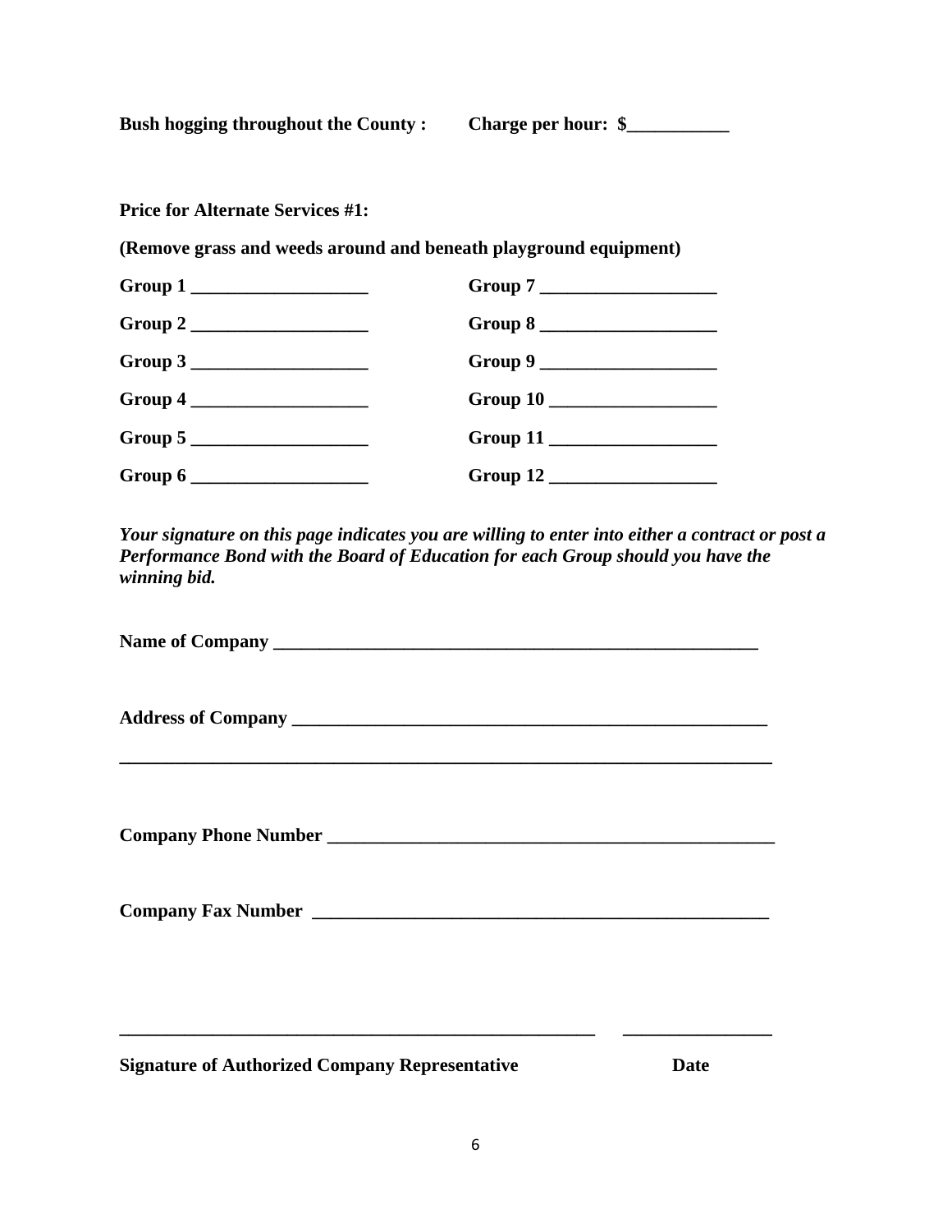**Bush hogging throughout the County :** **Charge per hour: $___________**

**Price for Alternate Services #1:**

**(Remove grass and weeds around and beneath playground equipment)**

| | |
|---|---|
| **Group 1 ___________________** | **Group 7 ___________________** |
| **Group 2 ___________________** | **Group 8 ___________________** |
| **Group 3 ___________________** | **Group 9 ___________________** |
| **Group 4 ___________________** | **Group 10 __________________** |
| **Group 5 ___________________** | **Group 11 __________________** |
| **Group 6 ___________________** | **Group 12 __________________** |

***Your signature on this page indicates you are willing to enter into either a contract or post a Performance Bond with the Board of Education for each Group should you have the winning bid.***

**Name of Company _______________________________________________________**

**Address of Company _____________________________________________________**

**_________________________________________________________________________**

**Company Phone Number ___________________________________________________**

**Company Fax Number ____________________________________________________**

**_____________________________________________________** **________________**

**Signature of Authorized Company Representative** **Date**